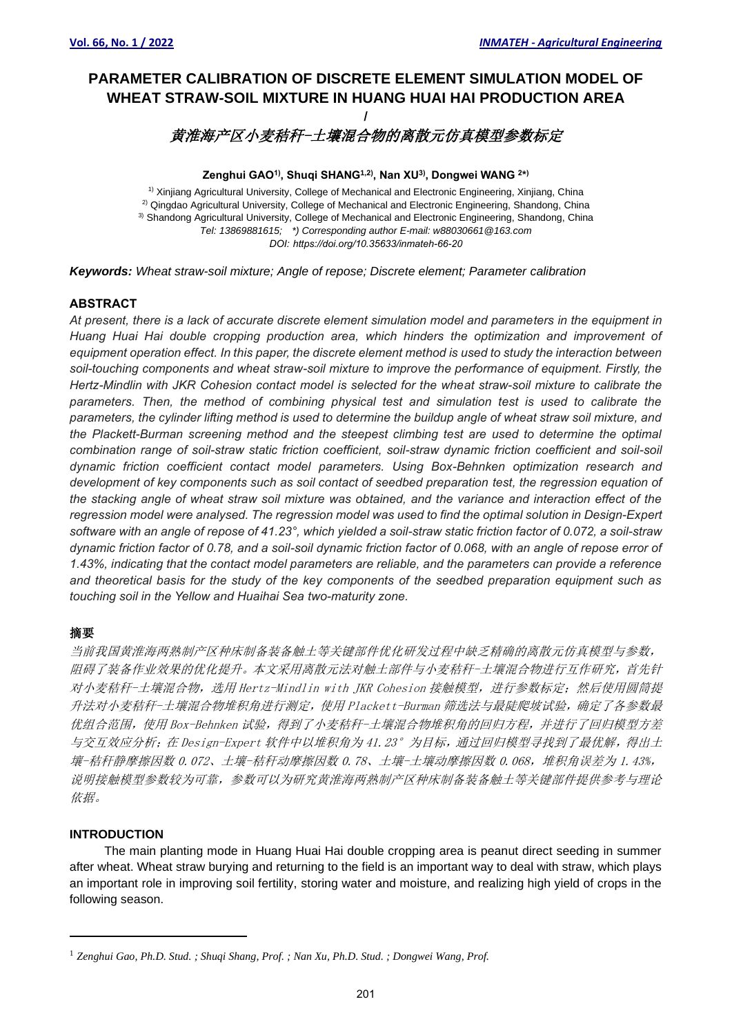# PARAMETER CALIBRATION OF DISCRETE ELEMENT SIMULATION MODEL OF WHEAT STRAW-SOIL MIXTURE IN HUANG HUAI HAI PRODUCTION AREA

/

# *黄淮海产区小麦秸秆-土壤混合物的离散元仿真模型参数标定*

**Zenghui GAO[1)], Shuqi SHANG[1,2)], Nan XU[3)], Dongwei WANG [2*)]**

[1)] Xinjiang Agricultural University, College of Mechanical and Electronic Engineering, Xinjiang, China
[2)] Qingdao Agricultural University, College of Mechanical and Electronic Engineering, Shandong, China
[3)] Shandong Agricultural University, College of Mechanical and Electronic Engineering, Shandong, China
*Tel: 13869881615; \*) Corresponding author E-mail: w88030661@163.com*
*DOI: https://doi.org/10.35633/inmateh-66-20*

***Keywords:*** *Wheat straw-soil mixture; Angle of repose; Discrete element; Parameter calibration*

## ABSTRACT

*At present, there is a lack of accurate discrete element simulation model and parameters in the equipment in Huang Huai Hai double cropping production area, which hinders the optimization and improvement of equipment operation effect. In this paper, the discrete element method is used to study the interaction between soil-touching components and wheat straw-soil mixture to improve the performance of equipment. Firstly, the Hertz-Mindlin with JKR Cohesion contact model is selected for the wheat straw-soil mixture to calibrate the parameters. Then, the method of combining physical test and simulation test is used to calibrate the parameters, the cylinder lifting method is used to determine the buildup angle of wheat straw soil mixture, and the Plackett-Burman screening method and the steepest climbing test are used to determine the optimal combination range of soil-straw static friction coefficient, soil-straw dynamic friction coefficient and soil-soil dynamic friction coefficient contact model parameters. Using Box-Behnken optimization research and development of key components such as soil contact of seedbed preparation test, the regression equation of the stacking angle of wheat straw soil mixture was obtained, and the variance and interaction effect of the regression model were analysed. The regression model was used to find the optimal solution in Design-Expert software with an angle of repose of 41.23°, which yielded a soil-straw static friction factor of 0.072, a soil-straw dynamic friction factor of 0.78, and a soil-soil dynamic friction factor of 0.068, with an angle of repose error of 1.43%, indicating that the contact model parameters are reliable, and the parameters can provide a reference and theoretical basis for the study of the key components of the seedbed preparation equipment such as touching soil in the Yellow and Huaihai Sea two-maturity zone.*

## 摘要

*当前我国黄淮海两熟制产区种床制备装备触土等关键部件优化研发过程中缺乏精确的离散元仿真模型与参数，阻碍了装备作业效果的优化提升。本文采用离散元法对触土部件与小麦秸秆-土壤混合物进行互作研究，首先针对小麦秸秆-土壤混合物，选用 Hertz-Mindlin with JKR Cohesion 接触模型，进行参数标定；然后使用圆筒提升法对小麦秸秆-土壤混合物堆积角进行测定，使用 Plackett-Burman 筛选法与最陡爬坡试验，确定了各参数最优组合范围，使用 Box-Behnken 试验，得到了小麦秸秆-土壤混合物堆积角的回归方程，并进行了回归模型方差与交互效应分析；在 Design-Expert 软件中以堆积角为 41.23°为目标，通过回归模型寻找到了最优解，得出土壤-秸秆静摩擦因数 0.072、土壤-秸秆动摩擦因数 0.78、土壤-土壤动摩擦因数 0.068，堆积角误差为 1.43%，说明接触模型参数较为可靠，参数可以为研究黄淮海两熟制产区种床制备装备触土等关键部件提供参考与理论依据。*

## INTRODUCTION

The main planting mode in Huang Huai Hai double cropping area is peanut direct seeding in summer after wheat. Wheat straw burying and returning to the field is an important way to deal with straw, which plays an important role in improving soil fertility, storing water and moisture, and realizing high yield of crops in the following season.

[1] *Zenghui Gao, Ph.D. Stud. ; Shuqi Shang, Prof. ; Nan Xu, Ph.D. Stud. ; Dongwei Wang, Prof.*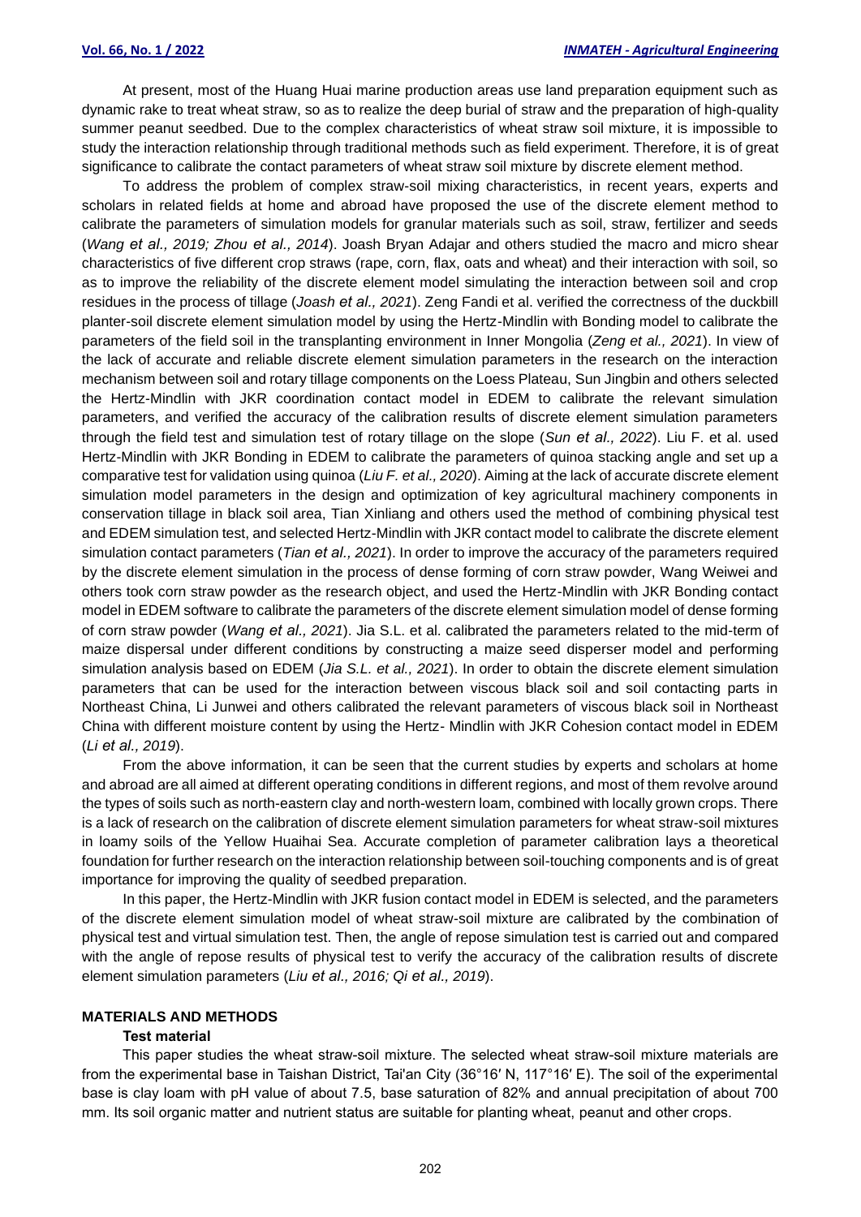At present, most of the Huang Huai marine production areas use land preparation equipment such as dynamic rake to treat wheat straw, so as to realize the deep burial of straw and the preparation of high-quality summer peanut seedbed. Due to the complex characteristics of wheat straw soil mixture, it is impossible to study the interaction relationship through traditional methods such as field experiment. Therefore, it is of great significance to calibrate the contact parameters of wheat straw soil mixture by discrete element method.

To address the problem of complex straw-soil mixing characteristics, in recent years, experts and scholars in related fields at home and abroad have proposed the use of the discrete element method to calibrate the parameters of simulation models for granular materials such as soil, straw, fertilizer and seeds (*Wang et al., 2019; Zhou et al., 2014*). Joash Bryan Adajar and others studied the macro and micro shear characteristics of five different crop straws (rape, corn, flax, oats and wheat) and their interaction with soil, so as to improve the reliability of the discrete element model simulating the interaction between soil and crop residues in the process of tillage (*Joash et al., 2021*). Zeng Fandi et al. verified the correctness of the duckbill planter-soil discrete element simulation model by using the Hertz-Mindlin with Bonding model to calibrate the parameters of the field soil in the transplanting environment in Inner Mongolia (*Zeng et al., 2021*). In view of the lack of accurate and reliable discrete element simulation parameters in the research on the interaction mechanism between soil and rotary tillage components on the Loess Plateau, Sun Jingbin and others selected the Hertz-Mindlin with JKR coordination contact model in EDEM to calibrate the relevant simulation parameters, and verified the accuracy of the calibration results of discrete element simulation parameters through the field test and simulation test of rotary tillage on the slope (*Sun et al., 2022*). Liu F. et al. used Hertz-Mindlin with JKR Bonding in EDEM to calibrate the parameters of quinoa stacking angle and set up a comparative test for validation using quinoa (*Liu F. et al., 2020*). Aiming at the lack of accurate discrete element simulation model parameters in the design and optimization of key agricultural machinery components in conservation tillage in black soil area, Tian Xinliang and others used the method of combining physical test and EDEM simulation test, and selected Hertz-Mindlin with JKR contact model to calibrate the discrete element simulation contact parameters (*Tian et al., 2021*). In order to improve the accuracy of the parameters required by the discrete element simulation in the process of dense forming of corn straw powder, Wang Weiwei and others took corn straw powder as the research object, and used the Hertz-Mindlin with JKR Bonding contact model in EDEM software to calibrate the parameters of the discrete element simulation model of dense forming of corn straw powder (*Wang et al., 2021*). Jia S.L. et al. calibrated the parameters related to the mid-term of maize dispersal under different conditions by constructing a maize seed disperser model and performing simulation analysis based on EDEM (*Jia S.L. et al., 2021*). In order to obtain the discrete element simulation parameters that can be used for the interaction between viscous black soil and soil contacting parts in Northeast China, Li Junwei and others calibrated the relevant parameters of viscous black soil in Northeast China with different moisture content by using the Hertz- Mindlin with JKR Cohesion contact model in EDEM (*Li et al., 2019*).

From the above information, it can be seen that the current studies by experts and scholars at home and abroad are all aimed at different operating conditions in different regions, and most of them revolve around the types of soils such as north-eastern clay and north-western loam, combined with locally grown crops. There is a lack of research on the calibration of discrete element simulation parameters for wheat straw-soil mixtures in loamy soils of the Yellow Huaihai Sea. Accurate completion of parameter calibration lays a theoretical foundation for further research on the interaction relationship between soil-touching components and is of great importance for improving the quality of seedbed preparation.

In this paper, the Hertz-Mindlin with JKR fusion contact model in EDEM is selected, and the parameters of the discrete element simulation model of wheat straw-soil mixture are calibrated by the combination of physical test and virtual simulation test. Then, the angle of repose simulation test is carried out and compared with the angle of repose results of physical test to verify the accuracy of the calibration results of discrete element simulation parameters (*Liu et al., 2016; Qi et al., 2019*).

## MATERIALS AND METHODS

### Test material

This paper studies the wheat straw-soil mixture. The selected wheat straw-soil mixture materials are from the experimental base in Taishan District, Tai'an City (36°16′ N, 117°16′ E). The soil of the experimental base is clay loam with pH value of about 7.5, base saturation of 82% and annual precipitation of about 700 mm. Its soil organic matter and nutrient status are suitable for planting wheat, peanut and other crops.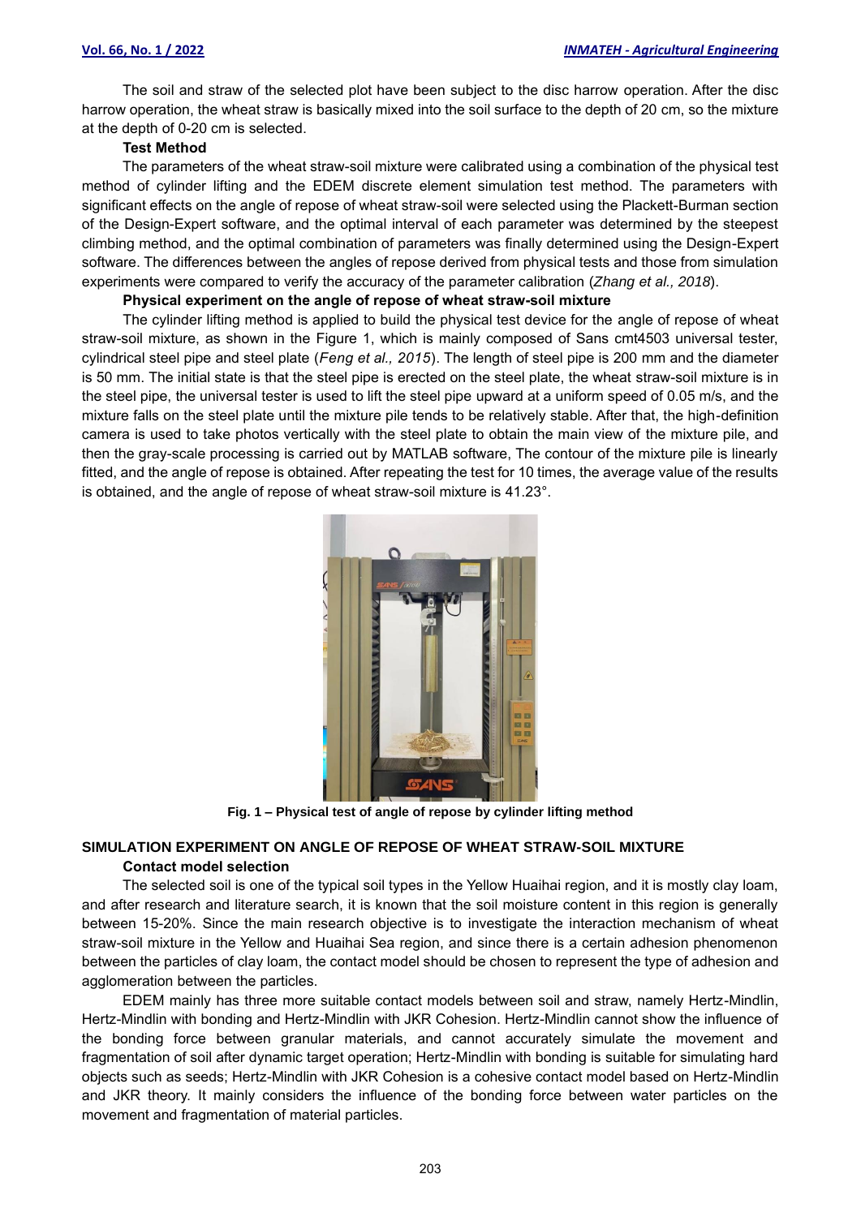The soil and straw of the selected plot have been subject to the disc harrow operation. After the disc harrow operation, the wheat straw is basically mixed into the soil surface to the depth of 20 cm, so the mixture at the depth of 0-20 cm is selected.

**Test Method**

The parameters of the wheat straw-soil mixture were calibrated using a combination of the physical test method of cylinder lifting and the EDEM discrete element simulation test method. The parameters with significant effects on the angle of repose of wheat straw-soil were selected using the Plackett-Burman section of the Design-Expert software, and the optimal interval of each parameter was determined by the steepest climbing method, and the optimal combination of parameters was finally determined using the Design-Expert software. The differences between the angles of repose derived from physical tests and those from simulation experiments were compared to verify the accuracy of the parameter calibration (*Zhang et al., 2018*).

**Physical experiment on the angle of repose of wheat straw-soil mixture**

The cylinder lifting method is applied to build the physical test device for the angle of repose of wheat straw-soil mixture, as shown in the Figure 1, which is mainly composed of Sans cmt4503 universal tester, cylindrical steel pipe and steel plate (*Feng et al., 2015*). The length of steel pipe is 200 mm and the diameter is 50 mm. The initial state is that the steel pipe is erected on the steel plate, the wheat straw-soil mixture is in the steel pipe, the universal tester is used to lift the steel pipe upward at a uniform speed of 0.05 m/s, and the mixture falls on the steel plate until the mixture pile tends to be relatively stable. After that, the high-definition camera is used to take photos vertically with the steel plate to obtain the main view of the mixture pile, and then the gray-scale processing is carried out by MATLAB software, The contour of the mixture pile is linearly fitted, and the angle of repose is obtained. After repeating the test for 10 times, the average value of the results is obtained, and the angle of repose of wheat straw-soil mixture is 41.23°.

**Fig. 1 – Physical test of angle of repose by cylinder lifting method**

## SIMULATION EXPERIMENT ON ANGLE OF REPOSE OF WHEAT STRAW-SOIL MIXTURE

**Contact model selection**

The selected soil is one of the typical soil types in the Yellow Huaihai region, and it is mostly clay loam, and after research and literature search, it is known that the soil moisture content in this region is generally between 15-20%. Since the main research objective is to investigate the interaction mechanism of wheat straw-soil mixture in the Yellow and Huaihai Sea region, and since there is a certain adhesion phenomenon between the particles of clay loam, the contact model should be chosen to represent the type of adhesion and agglomeration between the particles.

EDEM mainly has three more suitable contact models between soil and straw, namely Hertz-Mindlin, Hertz-Mindlin with bonding and Hertz-Mindlin with JKR Cohesion. Hertz-Mindlin cannot show the influence of the bonding force between granular materials, and cannot accurately simulate the movement and fragmentation of soil after dynamic target operation; Hertz-Mindlin with bonding is suitable for simulating hard objects such as seeds; Hertz-Mindlin with JKR Cohesion is a cohesive contact model based on Hertz-Mindlin and JKR theory. It mainly considers the influence of the bonding force between water particles on the movement and fragmentation of material particles.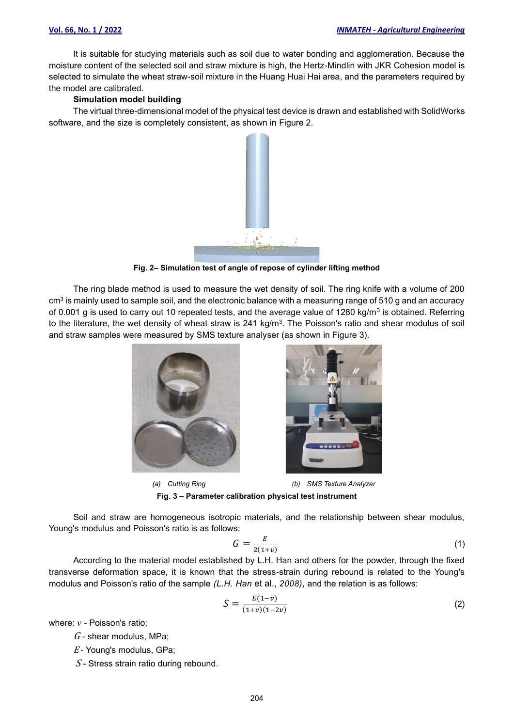It is suitable for studying materials such as soil due to water bonding and agglomeration. Because the moisture content of the selected soil and straw mixture is high, the Hertz-Mindlin with JKR Cohesion model is selected to simulate the wheat straw-soil mixture in the Huang Huai Hai area, and the parameters required by the model are calibrated.

**Simulation model building**

The virtual three-dimensional model of the physical test device is drawn and established with SolidWorks software, and the size is completely consistent, as shown in Figure 2.

**Fig. 2– Simulation test of angle of repose of cylinder lifting method**

The ring blade method is used to measure the wet density of soil. The ring knife with a volume of 200 $cm^3$ is mainly used to sample soil, and the electronic balance with a measuring range of 510 g and an accuracy of 0.001 g is used to carry out 10 repeated tests, and the average value of 1280 $kg/m^3$ is obtained. Referring to the literature, the wet density of wheat straw is 241 $kg/m^3$. The Poisson's ratio and shear modulus of soil and straw samples were measured by SMS texture analyser (as shown in Figure 3).

*(a) Cutting Ring* *(b) SMS Texture Analyzer*

**Fig. 3 – Parameter calibration physical test instrument**

Soil and straw are homogeneous isotropic materials, and the relationship between shear modulus, Young's modulus and Poisson's ratio is as follows:

$$G = \frac{E}{2(1+v)} \tag{1}$$

According to the material model established by L.H. Han and others for the powder, through the fixed transverse deformation space, it is known that the stress-strain during rebound is related to the Young's modulus and Poisson's ratio of the sample *(L.H. Han* et al., *2008)*, and the relation is as follows:

$$S = \frac{E(1-v)}{(1+v)(1-2v)} \tag{2}$$

where: $v$ - Poisson's ratio;

$G$ - shear modulus, MPa;

$E$ - Young's modulus, GPa;

$S$ - Stress strain ratio during rebound.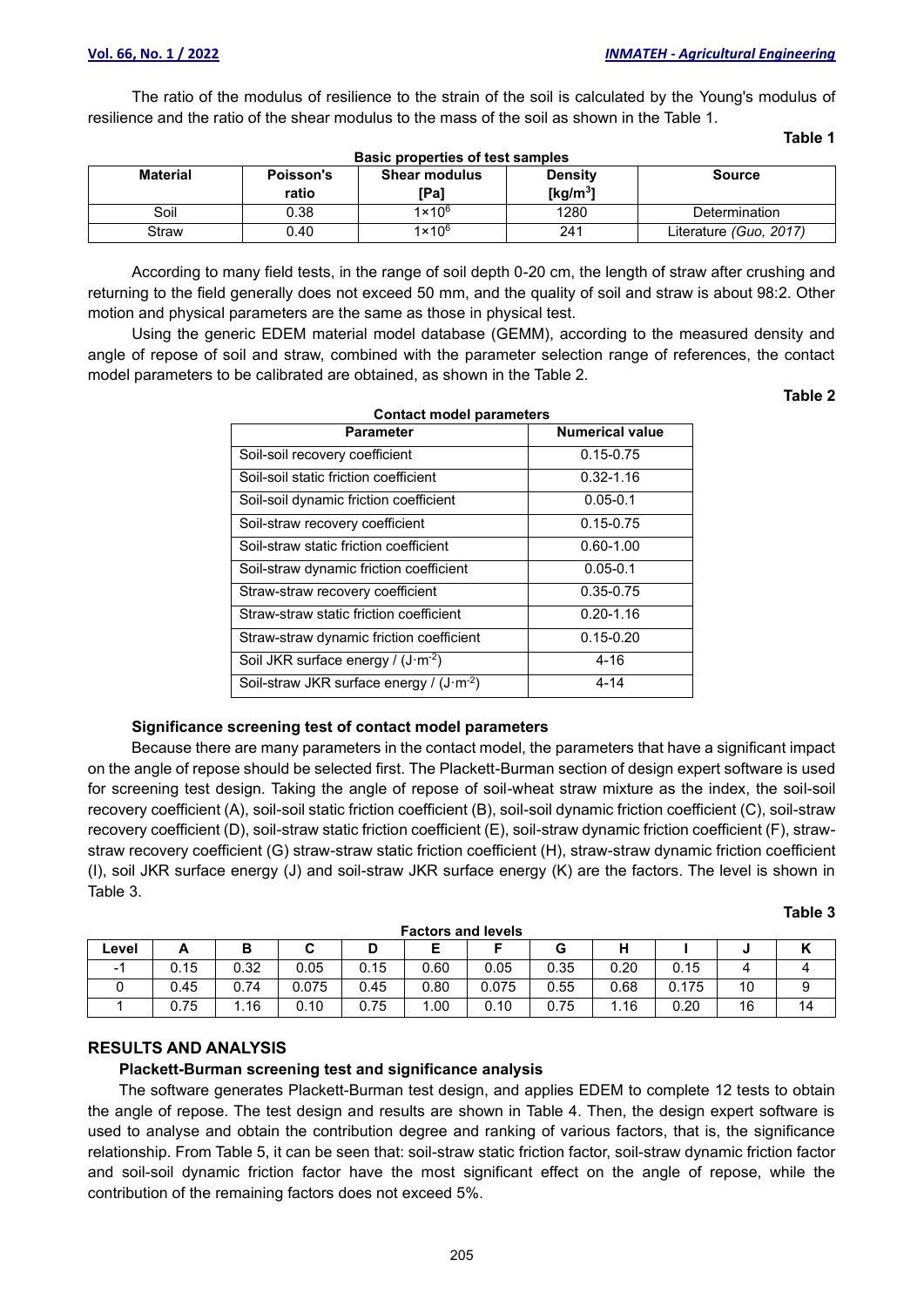The ratio of the modulus of resilience to the strain of the soil is calculated by the Young's modulus of resilience and the ratio of the shear modulus to the mass of the soil as shown in the Table 1.

**Table 1**

**Basic properties of test samples**

| Material | Poisson's ratio | Shear modulus [Pa] | Density [kg/m$^3$] | Source |
|---|---|---|---|---|
| Soil | 0.38 | $1\times10^6$ | 1280 | Determination |
| Straw | 0.40 | $1\times10^6$ | 241 | Literature *(Guo, 2017)* |

According to many field tests, in the range of soil depth 0-20 cm, the length of straw after crushing and returning to the field generally does not exceed 50 mm, and the quality of soil and straw is about 98:2. Other motion and physical parameters are the same as those in physical test.

Using the generic EDEM material model database (GEMM), according to the measured density and angle of repose of soil and straw, combined with the parameter selection range of references, the contact model parameters to be calibrated are obtained, as shown in the Table 2.

**Table 2**

**Contact model parameters**

| Parameter | Numerical value |
|---|---|
| Soil-soil recovery coefficient | 0.15-0.75 |
| Soil-soil static friction coefficient | 0.32-1.16 |
| Soil-soil dynamic friction coefficient | 0.05-0.1 |
| Soil-straw recovery coefficient | 0.15-0.75 |
| Soil-straw static friction coefficient | 0.60-1.00 |
| Soil-straw dynamic friction coefficient | 0.05-0.1 |
| Straw-straw recovery coefficient | 0.35-0.75 |
| Straw-straw static friction coefficient | 0.20-1.16 |
| Straw-straw dynamic friction coefficient | 0.15-0.20 |
| Soil JKR surface energy / ($J\cdot m^{-2}$) | 4-16 |
| Soil-straw JKR surface energy / ($J\cdot m^{-2}$) | 4-14 |

### Significance screening test of contact model parameters

Because there are many parameters in the contact model, the parameters that have a significant impact on the angle of repose should be selected first. The Plackett-Burman section of design expert software is used for screening test design. Taking the angle of repose of soil-wheat straw mixture as the index, the soil-soil recovery coefficient (A), soil-soil static friction coefficient (B), soil-soil dynamic friction coefficient (C), soil-straw recovery coefficient (D), soil-straw static friction coefficient (E), soil-straw dynamic friction coefficient (F), straw-straw recovery coefficient (G) straw-straw static friction coefficient (H), straw-straw dynamic friction coefficient (I), soil JKR surface energy (J) and soil-straw JKR surface energy (K) are the factors. The level is shown in Table 3.

**Table 3**

**Factors and levels**

| Level | A | B | C | D | E | F | G | H | I | J | K |
|---|---|---|---|---|---|---|---|---|---|---|---|
| -1 | 0.15 | 0.32 | 0.05 | 0.15 | 0.60 | 0.05 | 0.35 | 0.20 | 0.15 | 4 | 4 |
| 0 | 0.45 | 0.74 | 0.075 | 0.45 | 0.80 | 0.075 | 0.55 | 0.68 | 0.175 | 10 | 9 |
| 1 | 0.75 | 1.16 | 0.10 | 0.75 | 1.00 | 0.10 | 0.75 | 1.16 | 0.20 | 16 | 14 |

## RESULTS AND ANALYSIS

### Plackett-Burman screening test and significance analysis

The software generates Plackett-Burman test design, and applies EDEM to complete 12 tests to obtain the angle of repose. The test design and results are shown in Table 4. Then, the design expert software is used to analyse and obtain the contribution degree and ranking of various factors, that is, the significance relationship. From Table 5, it can be seen that: soil-straw static friction factor, soil-straw dynamic friction factor and soil-soil dynamic friction factor have the most significant effect on the angle of repose, while the contribution of the remaining factors does not exceed 5%.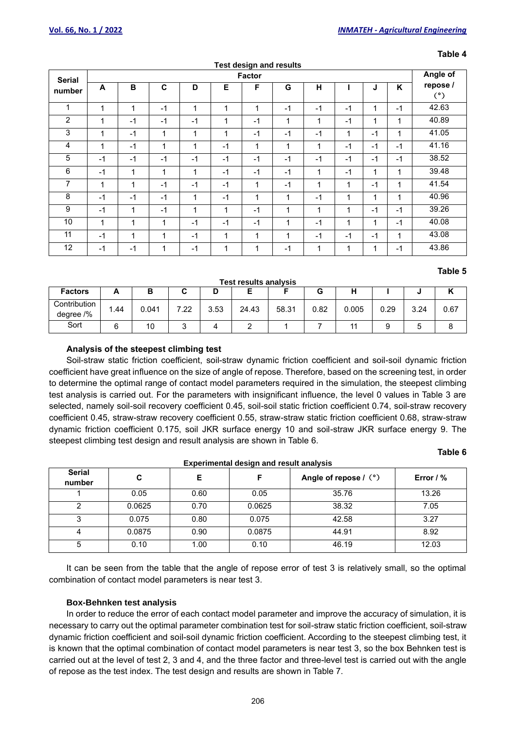Table 4

**Test design and results**

| Serial number | Factor | | | | | | | | | | | Angle of repose / (°) |
|---|---|---|---|---|---|---|---|---|---|---|---|---|
| | A | B | C | D | E | F | G | H | I | J | K | |
| 1 | 1 | 1 | -1 | 1 | 1 | 1 | -1 | -1 | -1 | 1 | -1 | 42.63 |
| 2 | 1 | -1 | -1 | -1 | 1 | -1 | 1 | 1 | -1 | 1 | 1 | 40.89 |
| 3 | 1 | -1 | 1 | 1 | 1 | -1 | -1 | -1 | 1 | -1 | 1 | 41.05 |
| 4 | 1 | -1 | 1 | 1 | -1 | 1 | 1 | 1 | -1 | -1 | -1 | 41.16 |
| 5 | -1 | -1 | -1 | -1 | -1 | -1 | -1 | -1 | -1 | -1 | -1 | 38.52 |
| 6 | -1 | 1 | 1 | 1 | -1 | -1 | -1 | 1 | -1 | 1 | 1 | 39.48 |
| 7 | 1 | 1 | -1 | -1 | -1 | 1 | -1 | 1 | 1 | -1 | 1 | 41.54 |
| 8 | -1 | -1 | -1 | 1 | -1 | 1 | 1 | -1 | 1 | 1 | 1 | 40.96 |
| 9 | -1 | 1 | -1 | 1 | 1 | -1 | 1 | 1 | 1 | -1 | -1 | 39.26 |
| 10 | 1 | 1 | 1 | -1 | -1 | -1 | 1 | -1 | 1 | 1 | -1 | 40.08 |
| 11 | -1 | 1 | 1 | -1 | 1 | 1 | 1 | -1 | -1 | -1 | 1 | 43.08 |
| 12 | -1 | -1 | 1 | -1 | 1 | 1 | -1 | 1 | 1 | 1 | -1 | 43.86 |

Table 5

**Test results analysis**

| Factors | A | B | C | D | E | F | G | H | I | J | K |
|---|---|---|---|---|---|---|---|---|---|---|---|
| Contribution degree /% | 1.44 | 0.041 | 7.22 | 3.53 | 24.43 | 58.31 | 0.82 | 0.005 | 0.29 | 3.24 | 0.67 |
| Sort | 6 | 10 | 3 | 4 | 2 | 1 | 7 | 11 | 9 | 5 | 8 |

**Analysis of the steepest climbing test**

Soil-straw static friction coefficient, soil-straw dynamic friction coefficient and soil-soil dynamic friction coefficient have great influence on the size of angle of repose. Therefore, based on the screening test, in order to determine the optimal range of contact model parameters required in the simulation, the steepest climbing test analysis is carried out. For the parameters with insignificant influence, the level 0 values in Table 3 are selected, namely soil-soil recovery coefficient 0.45, soil-soil static friction coefficient 0.74, soil-straw recovery coefficient 0.45, straw-straw recovery coefficient 0.55, straw-straw static friction coefficient 0.68, straw-straw dynamic friction coefficient 0.175, soil JKR surface energy 10 and soil-straw JKR surface energy 9. The steepest climbing test design and result analysis are shown in Table 6.

Table 6

**Experimental design and result analysis**

| Serial number | C | E | F | Angle of repose / (°) | Error / % |
|---|---|---|---|---|---|
| 1 | 0.05 | 0.60 | 0.05 | 35.76 | 13.26 |
| 2 | 0.0625 | 0.70 | 0.0625 | 38.32 | 7.05 |
| 3 | 0.075 | 0.80 | 0.075 | 42.58 | 3.27 |
| 4 | 0.0875 | 0.90 | 0.0875 | 44.91 | 8.92 |
| 5 | 0.10 | 1.00 | 0.10 | 46.19 | 12.03 |

It can be seen from the table that the angle of repose error of test 3 is relatively small, so the optimal combination of contact model parameters is near test 3.

**Box-Behnken test analysis**

In order to reduce the error of each contact model parameter and improve the accuracy of simulation, it is necessary to carry out the optimal parameter combination test for soil-straw static friction coefficient, soil-straw dynamic friction coefficient and soil-soil dynamic friction coefficient. According to the steepest climbing test, it is known that the optimal combination of contact model parameters is near test 3, so the box Behnken test is carried out at the level of test 2, 3 and 4, and the three factor and three-level test is carried out with the angle of repose as the test index. The test design and results are shown in Table 7.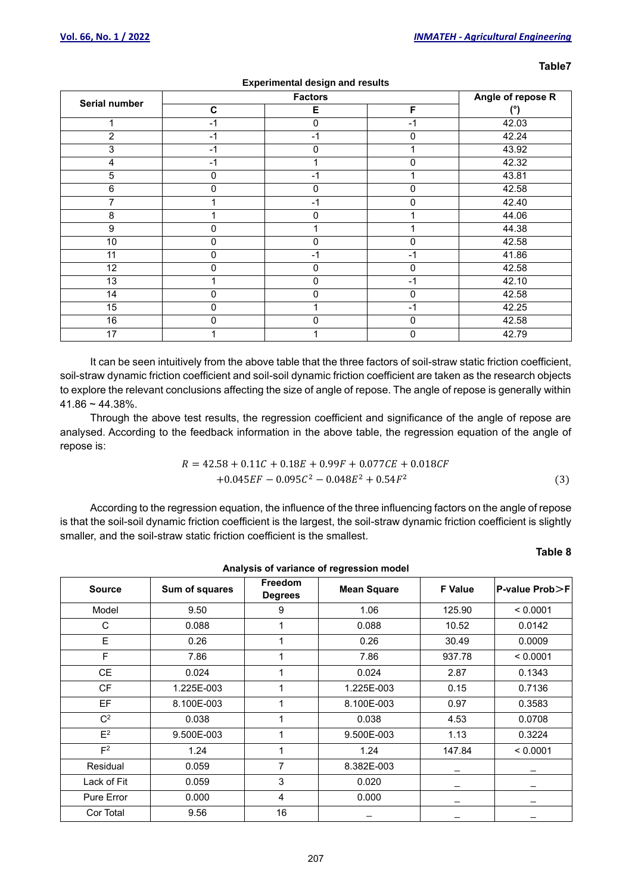**Table7**

**Experimental design and results**

| Serial number | Factors | | | Angle of repose R |
|---|---|---|---|---|
| | C | E | F | (°) |
| 1 | -1 | 0 | -1 | 42.03 |
| 2 | -1 | -1 | 0 | 42.24 |
| 3 | -1 | 0 | 1 | 43.92 |
| 4 | -1 | 1 | 0 | 42.32 |
| 5 | 0 | -1 | 1 | 43.81 |
| 6 | 0 | 0 | 0 | 42.58 |
| 7 | 1 | -1 | 0 | 42.40 |
| 8 | 1 | 0 | 1 | 44.06 |
| 9 | 0 | 1 | 1 | 44.38 |
| 10 | 0 | 0 | 0 | 42.58 |
| 11 | 0 | -1 | -1 | 41.86 |
| 12 | 0 | 0 | 0 | 42.58 |
| 13 | 1 | 0 | -1 | 42.10 |
| 14 | 0 | 0 | 0 | 42.58 |
| 15 | 0 | 1 | -1 | 42.25 |
| 16 | 0 | 0 | 0 | 42.58 |
| 17 | 1 | 1 | 0 | 42.79 |

It can be seen intuitively from the above table that the three factors of soil-straw static friction coefficient, soil-straw dynamic friction coefficient and soil-soil dynamic friction coefficient are taken as the research objects to explore the relevant conclusions affecting the size of angle of repose. The angle of repose is generally within 41.86 ~ 44.38%.

Through the above test results, the regression coefficient and significance of the angle of repose are analysed. According to the feedback information in the above table, the regression equation of the angle of repose is:

$$R = 42.58 + 0.11C + 0.18E + 0.99F + 0.077CE + 0.018CF$$
$$+0.045EF - 0.095C^2 - 0.048E^2 + 0.54F^2 \tag{3}$$

According to the regression equation, the influence of the three influencing factors on the angle of repose is that the soil-soil dynamic friction coefficient is the largest, the soil-straw dynamic friction coefficient is slightly smaller, and the soil-straw static friction coefficient is the smallest.

**Table 8**

**Analysis of variance of regression model**

| Source | Sum of squares | Freedom Degrees | Mean Square | F Value | P-value Prob＞F |
|---|---|---|---|---|---|
| Model | 9.50 | 9 | 1.06 | 125.90 | < 0.0001 |
| C | 0.088 | 1 | 0.088 | 10.52 | 0.0142 |
| E | 0.26 | 1 | 0.26 | 30.49 | 0.0009 |
| F | 7.86 | 1 | 7.86 | 937.78 | < 0.0001 |
| CE | 0.024 | 1 | 0.024 | 2.87 | 0.1343 |
| CF | 1.225E-003 | 1 | 1.225E-003 | 0.15 | 0.7136 |
| EF | 8.100E-003 | 1 | 8.100E-003 | 0.97 | 0.3583 |
| $C^2$ | 0.038 | 1 | 0.038 | 4.53 | 0.0708 |
| $E^2$ | 9.500E-003 | 1 | 9.500E-003 | 1.13 | 0.3224 |
| $F^2$ | 1.24 | 1 | 1.24 | 147.84 | < 0.0001 |
| Residual | 0.059 | 7 | 8.382E-003 | _ | _ |
| Lack of Fit | 0.059 | 3 | 0.020 | _ | _ |
| Pure Error | 0.000 | 4 | 0.000 | _ | _ |
| Cor Total | 9.56 | 16 | _ | _ | _ |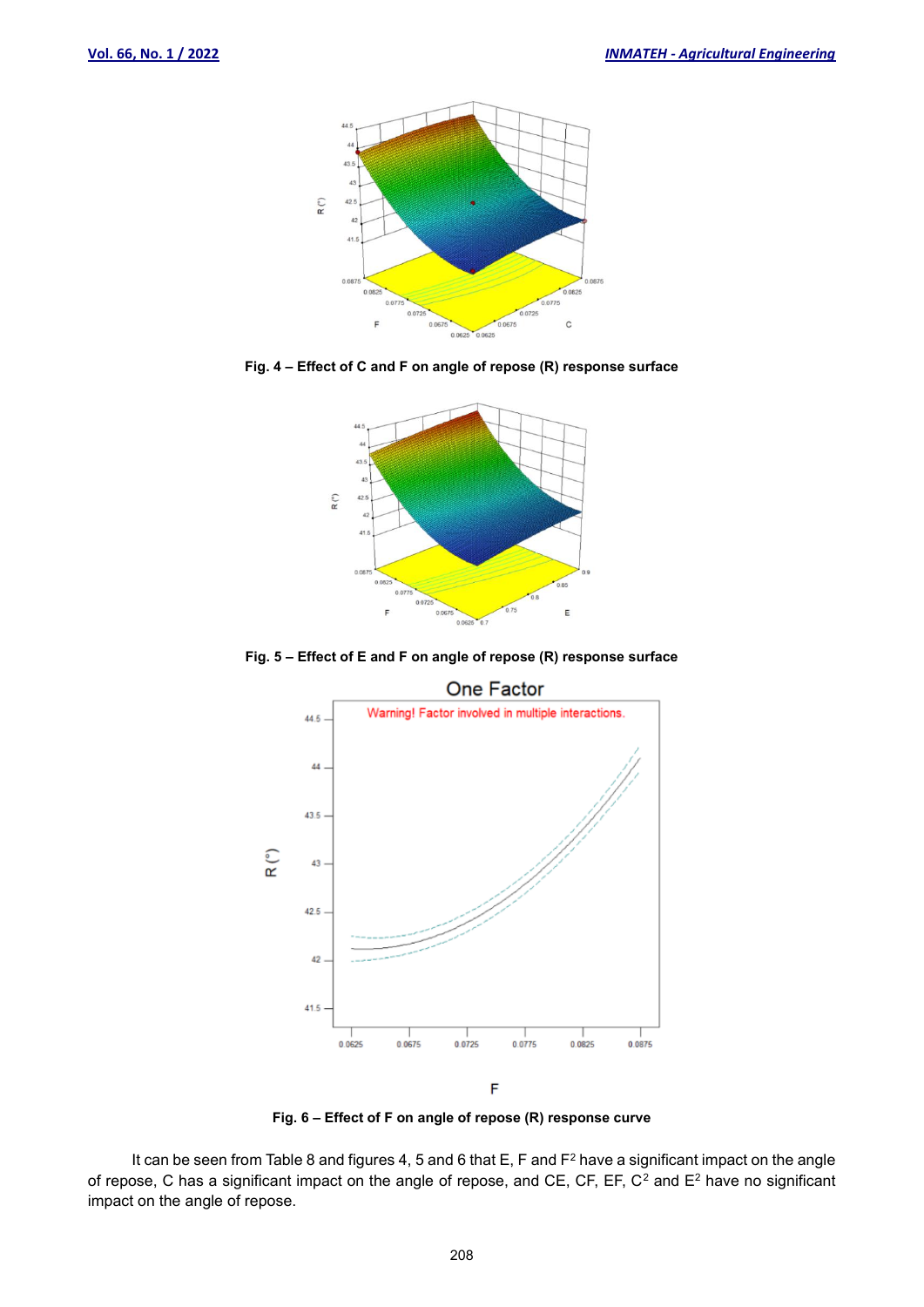Fig. 4 – Effect of C and F on angle of repose (R) response surface

Fig. 5 – Effect of E and F on angle of repose (R) response surface

Fig. 6 – Effect of F on angle of repose (R) response curve

It can be seen from Table 8 and figures 4, 5 and 6 that E, F and $F^2$ have a significant impact on the angle of repose, C has a significant impact on the angle of repose, and CE, CF, EF, $C^2$ and $E^2$ have no significant impact on the angle of repose.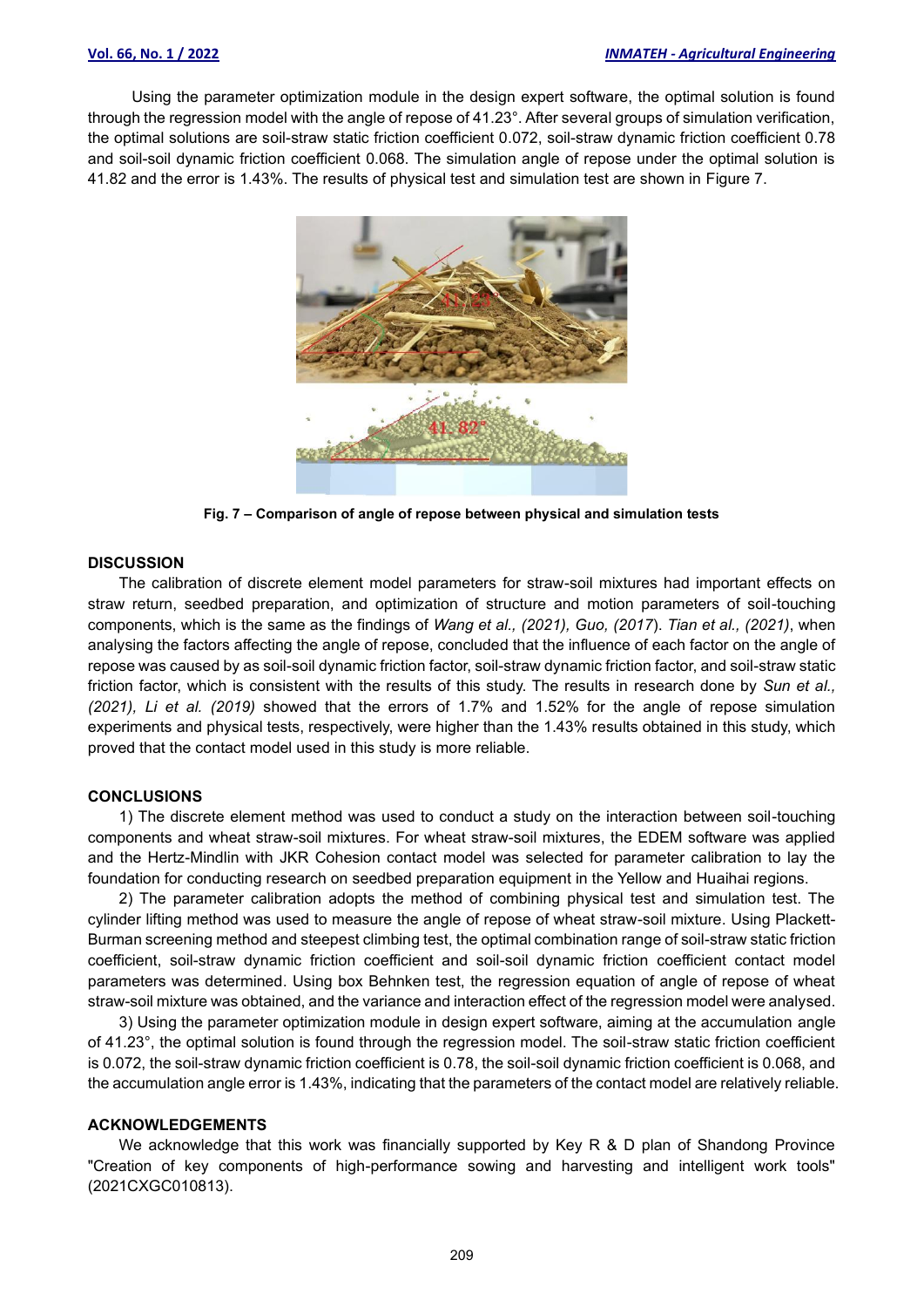Using the parameter optimization module in the design expert software, the optimal solution is found through the regression model with the angle of repose of 41.23°. After several groups of simulation verification, the optimal solutions are soil-straw static friction coefficient 0.072, soil-straw dynamic friction coefficient 0.78 and soil-soil dynamic friction coefficient 0.068. The simulation angle of repose under the optimal solution is 41.82 and the error is 1.43%. The results of physical test and simulation test are shown in Figure 7.

**Fig. 7 – Comparison of angle of repose between physical and simulation tests**

## DISCUSSION

The calibration of discrete element model parameters for straw-soil mixtures had important effects on straw return, seedbed preparation, and optimization of structure and motion parameters of soil-touching components, which is the same as the findings of *Wang et al., (2021), Guo, (2017*). *Tian et al., (2021)*, when analysing the factors affecting the angle of repose, concluded that the influence of each factor on the angle of repose was caused by as soil-soil dynamic friction factor, soil-straw dynamic friction factor, and soil-straw static friction factor, which is consistent with the results of this study. The results in research done by *Sun et al., (2021), Li et al. (2019)* showed that the errors of 1.7% and 1.52% for the angle of repose simulation experiments and physical tests, respectively, were higher than the 1.43% results obtained in this study, which proved that the contact model used in this study is more reliable.

## CONCLUSIONS

1) The discrete element method was used to conduct a study on the interaction between soil-touching components and wheat straw-soil mixtures. For wheat straw-soil mixtures, the EDEM software was applied and the Hertz-Mindlin with JKR Cohesion contact model was selected for parameter calibration to lay the foundation for conducting research on seedbed preparation equipment in the Yellow and Huaihai regions.

2) The parameter calibration adopts the method of combining physical test and simulation test. The cylinder lifting method was used to measure the angle of repose of wheat straw-soil mixture. Using Plackett-Burman screening method and steepest climbing test, the optimal combination range of soil-straw static friction coefficient, soil-straw dynamic friction coefficient and soil-soil dynamic friction coefficient contact model parameters was determined. Using box Behnken test, the regression equation of angle of repose of wheat straw-soil mixture was obtained, and the variance and interaction effect of the regression model were analysed.

3) Using the parameter optimization module in design expert software, aiming at the accumulation angle of 41.23°, the optimal solution is found through the regression model. The soil-straw static friction coefficient is 0.072, the soil-straw dynamic friction coefficient is 0.78, the soil-soil dynamic friction coefficient is 0.068, and the accumulation angle error is 1.43%, indicating that the parameters of the contact model are relatively reliable.

## ACKNOWLEDGEMENTS

We acknowledge that this work was financially supported by Key R & D plan of Shandong Province "Creation of key components of high-performance sowing and harvesting and intelligent work tools" (2021CXGC010813).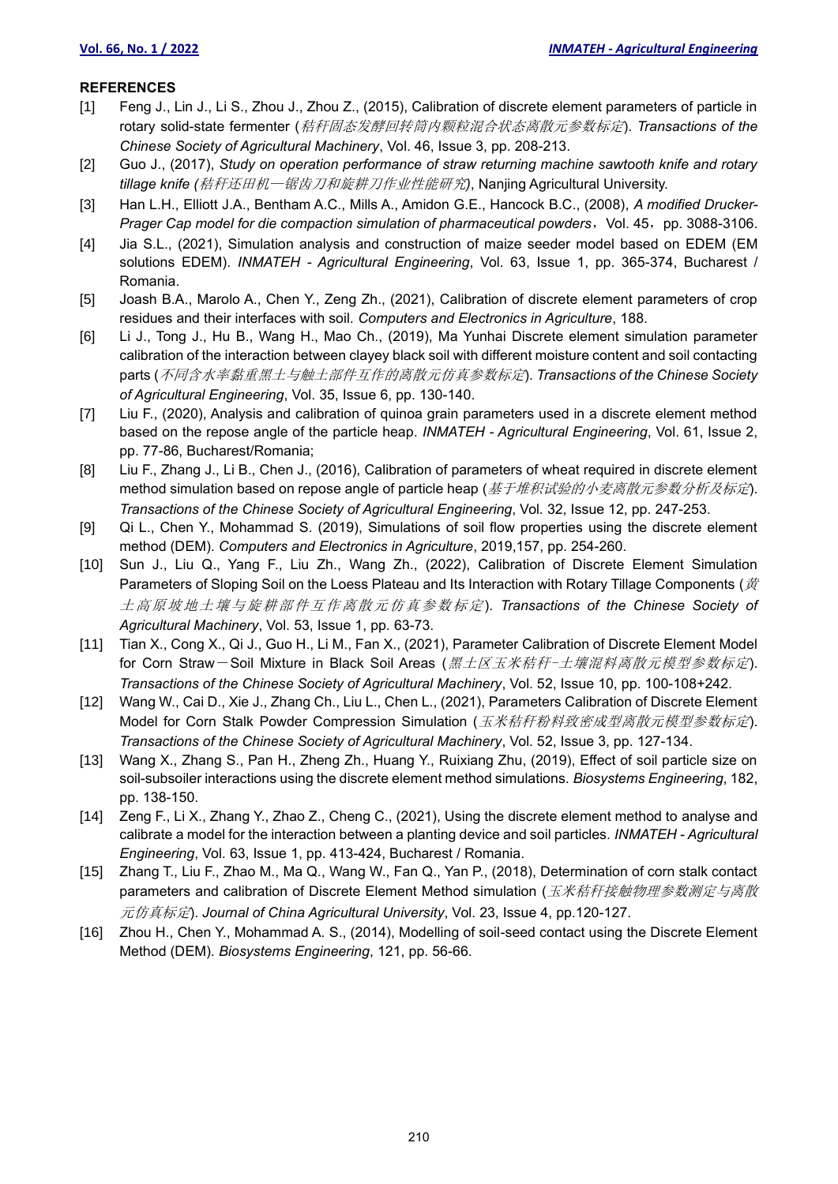## REFERENCES

[1] Feng J., Lin J., Li S., Zhou J., Zhou Z., (2015), Calibration of discrete element parameters of particle in rotary solid-state fermenter (*秸秆固态发酵回转筒内颗粒混合状态离散元参数标定*). *Transactions of the Chinese Society of Agricultural Machinery*, Vol. 46, Issue 3, pp. 208-213.

[2] Guo J., (2017), *Study on operation performance of straw returning machine sawtooth knife and rotary tillage knife (秸秆还田机—锯齿刀和旋耕刀作业性能研究)*, Nanjing Agricultural University.

[3] Han L.H., Elliott J.A., Bentham A.C., Mills A., Amidon G.E., Hancock B.C., (2008), *A modified Drucker-Prager Cap model for die compaction simulation of pharmaceutical powders*，Vol. 45，pp. 3088-3106.

[4] Jia S.L., (2021), Simulation analysis and construction of maize seeder model based on EDEM (EM solutions EDEM). *INMATEH - Agricultural Engineering*, Vol. 63, Issue 1, pp. 365-374, Bucharest / Romania.

[5] Joash B.A., Marolo A., Chen Y., Zeng Zh., (2021), Calibration of discrete element parameters of crop residues and their interfaces with soil. *Computers and Electronics in Agriculture*, 188.

[6] Li J., Tong J., Hu B., Wang H., Mao Ch., (2019), Ma Yunhai Discrete element simulation parameter calibration of the interaction between clayey black soil with different moisture content and soil contacting parts (*不同含水率黏重黑土与触土部件互作的离散元仿真参数标定*). *Transactions of the Chinese Society of Agricultural Engineering*, Vol. 35, Issue 6, pp. 130-140.

[7] Liu F., (2020), Analysis and calibration of quinoa grain parameters used in a discrete element method based on the repose angle of the particle heap. *INMATEH - Agricultural Engineering*, Vol. 61, Issue 2, pp. 77-86, Bucharest/Romania;

[8] Liu F., Zhang J., Li B., Chen J., (2016), Calibration of parameters of wheat required in discrete element method simulation based on repose angle of particle heap (*基于堆积试验的小麦离散元参数分析及标定*). *Transactions of the Chinese Society of Agricultural Engineering*, Vol. 32, Issue 12, pp. 247-253.

[9] Qi L., Chen Y., Mohammad S. (2019), Simulations of soil flow properties using the discrete element method (DEM). *Computers and Electronics in Agriculture*, 2019,157, pp. 254-260.

[10] Sun J., Liu Q., Yang F., Liu Zh., Wang Zh., (2022), Calibration of Discrete Element Simulation Parameters of Sloping Soil on the Loess Plateau and Its Interaction with Rotary Tillage Components (*黄土高原坡地土壤与旋耕部件互作离散元仿真参数标定*). *Transactions of the Chinese Society of Agricultural Machinery*, Vol. 53, Issue 1, pp. 63-73.

[11] Tian X., Cong X., Qi J., Guo H., Li M., Fan X., (2021), Parameter Calibration of Discrete Element Model for Corn Straw－Soil Mixture in Black Soil Areas (*黑土区玉米秸秆-土壤混料离散元模型参数标定*). *Transactions of the Chinese Society of Agricultural Machinery*, Vol. 52, Issue 10, pp. 100-108+242.

[12] Wang W., Cai D., Xie J., Zhang Ch., Liu L., Chen L., (2021), Parameters Calibration of Discrete Element Model for Corn Stalk Powder Compression Simulation (*玉米秸秆粉料致密成型离散元模型参数标定*). *Transactions of the Chinese Society of Agricultural Machinery*, Vol. 52, Issue 3, pp. 127-134.

[13] Wang X., Zhang S., Pan H., Zheng Zh., Huang Y., Ruixiang Zhu, (2019), Effect of soil particle size on soil-subsoiler interactions using the discrete element method simulations. *Biosystems Engineering*, 182, pp. 138-150.

[14] Zeng F., Li X., Zhang Y., Zhao Z., Cheng C., (2021), Using the discrete element method to analyse and calibrate a model for the interaction between a planting device and soil particles. *INMATEH - Agricultural Engineering*, Vol. 63, Issue 1, pp. 413-424, Bucharest / Romania.

[15] Zhang T., Liu F., Zhao M., Ma Q., Wang W., Fan Q., Yan P., (2018), Determination of corn stalk contact parameters and calibration of Discrete Element Method simulation (*玉米秸秆接触物理参数测定与离散元仿真标定*). *Journal of China Agricultural University*, Vol. 23, Issue 4, pp.120-127.

[16] Zhou H., Chen Y., Mohammad A. S., (2014), Modelling of soil-seed contact using the Discrete Element Method (DEM). *Biosystems Engineering*, 121, pp. 56-66.